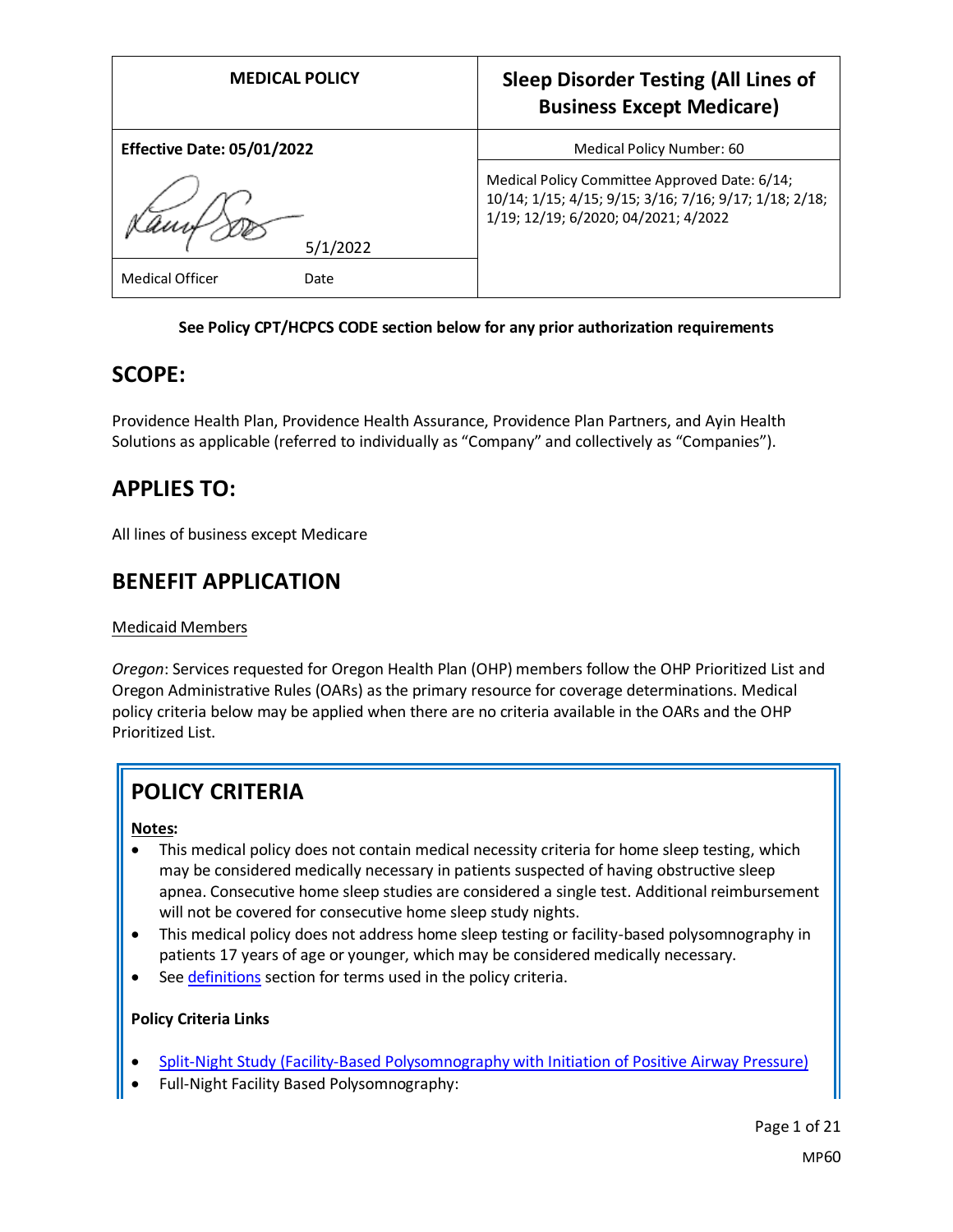| MEDICAL POLICY | Sleep Disorder Testing (All Lines of Business Except Medicare) |
|---|---|
| **Effective Date: 05/01/2022** | Medical Policy Number: 60 |
| 5/1/2022<br>Medical Officer Date | Medical Policy Committee Approved Date: 6/14; 10/14; 1/15; 4/15; 9/15; 3/16; 7/16; 9/17; 1/18; 2/18; 1/19; 12/19; 6/2020; 04/2021; 4/2022 |

**See Policy CPT/HCPCS CODE section below for any prior authorization requirements**

## SCOPE:

Providence Health Plan, Providence Health Assurance, Providence Plan Partners, and Ayin Health Solutions as applicable (referred to individually as "Company" and collectively as "Companies").

## APPLIES TO:

All lines of business except Medicare

## BENEFIT APPLICATION

Medicaid Members

*Oregon*: Services requested for Oregon Health Plan (OHP) members follow the OHP Prioritized List and Oregon Administrative Rules (OARs) as the primary resource for coverage determinations. Medical policy criteria below may be applied when there are no criteria available in the OARs and the OHP Prioritized List.

## POLICY CRITERIA

**Notes:**

- This medical policy does not contain medical necessity criteria for home sleep testing, which may be considered medically necessary in patients suspected of having obstructive sleep apnea. Consecutive home sleep studies are considered a single test. Additional reimbursement will not be covered for consecutive home sleep study nights.
- This medical policy does not address home sleep testing or facility-based polysomnography in patients 17 years of age or younger, which may be considered medically necessary.
- See definitions section for terms used in the policy criteria.

**Policy Criteria Links**

- Split-Night Study (Facility-Based Polysomnography with Initiation of Positive Airway Pressure)
- Full-Night Facility Based Polysomnography: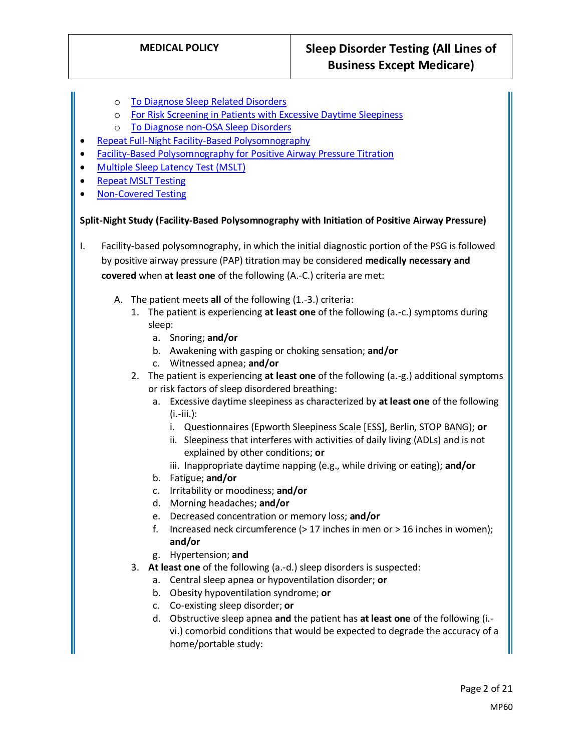- [To Diagnose Sleep Related Disorders]
    - [For Risk Screening in Patients with Excessive Daytime Sleepiness]
    - [To Diagnose non-OSA Sleep Disorders]
- [Repeat Full-Night Facility-Based Polysomnography]
- [Facility-Based Polysomnography for Positive Airway Pressure Titration]
- [Multiple Sleep Latency Test (MSLT)]
- [Repeat MSLT Testing]
- [Non-Covered Testing]

**Split-Night Study (Facility-Based Polysomnography with Initiation of Positive Airway Pressure)**

I. Facility-based polysomnography, in which the initial diagnostic portion of the PSG is followed by positive airway pressure (PAP) titration may be considered **medically necessary and covered** when **at least one** of the following (A.-C.) criteria are met:

   A. The patient meets **all** of the following (1.-3.) criteria:
      1. The patient is experiencing **at least one** of the following (a.-c.) symptoms during sleep:
         a. Snoring; **and/or**
         b. Awakening with gasping or choking sensation; **and/or**
         c. Witnessed apnea; **and/or**
      2. The patient is experiencing **at least one** of the following (a.-g.) additional symptoms or risk factors of sleep disordered breathing:
         a. Excessive daytime sleepiness as characterized by **at least one** of the following (i.-iii.):
            i. Questionnaires (Epworth Sleepiness Scale [ESS], Berlin, STOP BANG); **or**
            ii. Sleepiness that interferes with activities of daily living (ADLs) and is not explained by other conditions; **or**
            iii. Inappropriate daytime napping (e.g., while driving or eating); **and/or**
         b. Fatigue; **and/or**
         c. Irritability or moodiness; **and/or**
         d. Morning headaches; **and/or**
         e. Decreased concentration or memory loss; **and/or**
         f. Increased neck circumference (> 17 inches in men or > 16 inches in women); **and/or**
         g. Hypertension; **and**
      3. **At least one** of the following (a.-d.) sleep disorders is suspected:
         a. Central sleep apnea or hypoventilation disorder; **or**
         b. Obesity hypoventilation syndrome; **or**
         c. Co-existing sleep disorder; **or**
         d. Obstructive sleep apnea **and** the patient has **at least one** of the following (i.-vi.) comorbid conditions that would be expected to degrade the accuracy of a home/portable study: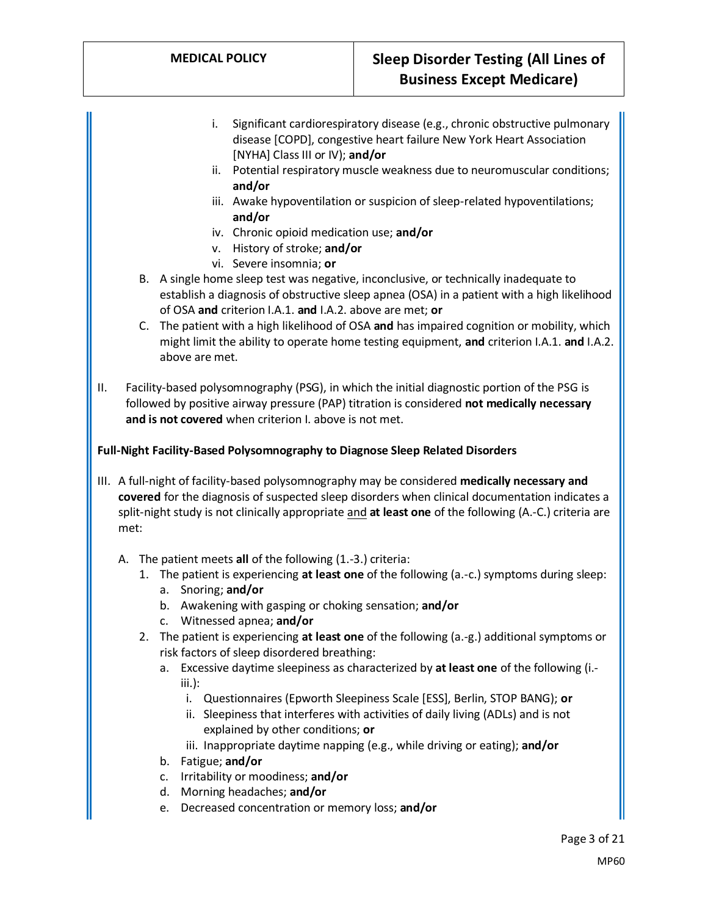i. Significant cardiorespiratory disease (e.g., chronic obstructive pulmonary disease [COPD], congestive heart failure New York Heart Association [NYHA] Class III or IV); **and/or**
ii. Potential respiratory muscle weakness due to neuromuscular conditions; **and/or**
iii. Awake hypoventilation or suspicion of sleep-related hypoventilations; **and/or**
iv. Chronic opioid medication use; **and/or**
v. History of stroke; **and/or**
vi. Severe insomnia; **or**

B. A single home sleep test was negative, inconclusive, or technically inadequate to establish a diagnosis of obstructive sleep apnea (OSA) in a patient with a high likelihood of OSA **and** criterion I.A.1. **and** I.A.2. above are met; **or**

C. The patient with a high likelihood of OSA **and** has impaired cognition or mobility, which might limit the ability to operate home testing equipment, **and** criterion I.A.1. **and** I.A.2. above are met.

II. Facility-based polysomnography (PSG), in which the initial diagnostic portion of the PSG is followed by positive airway pressure (PAP) titration is considered **not medically necessary and is not covered** when criterion I. above is not met.

**Full-Night Facility-Based Polysomnography to Diagnose Sleep Related Disorders**

III. A full-night of facility-based polysomnography may be considered **medically necessary and covered** for the diagnosis of suspected sleep disorders when clinical documentation indicates a split-night study is not clinically appropriate <u>and</u> **at least one** of the following (A.-C.) criteria are met:

A. The patient meets **all** of the following (1.-3.) criteria:

1. The patient is experiencing **at least one** of the following (a.-c.) symptoms during sleep:
   a. Snoring; **and/or**
   b. Awakening with gasping or choking sensation; **and/or**
   c. Witnessed apnea; **and/or**
2. The patient is experiencing **at least one** of the following (a.-g.) additional symptoms or risk factors of sleep disordered breathing:
   a. Excessive daytime sleepiness as characterized by **at least one** of the following (i.-iii.):
      i. Questionnaires (Epworth Sleepiness Scale [ESS], Berlin, STOP BANG); **or**
      ii. Sleepiness that interferes with activities of daily living (ADLs) and is not explained by other conditions; **or**
      iii. Inappropriate daytime napping (e.g., while driving or eating); **and/or**
   b. Fatigue; **and/or**
   c. Irritability or moodiness; **and/or**
   d. Morning headaches; **and/or**
   e. Decreased concentration or memory loss; **and/or**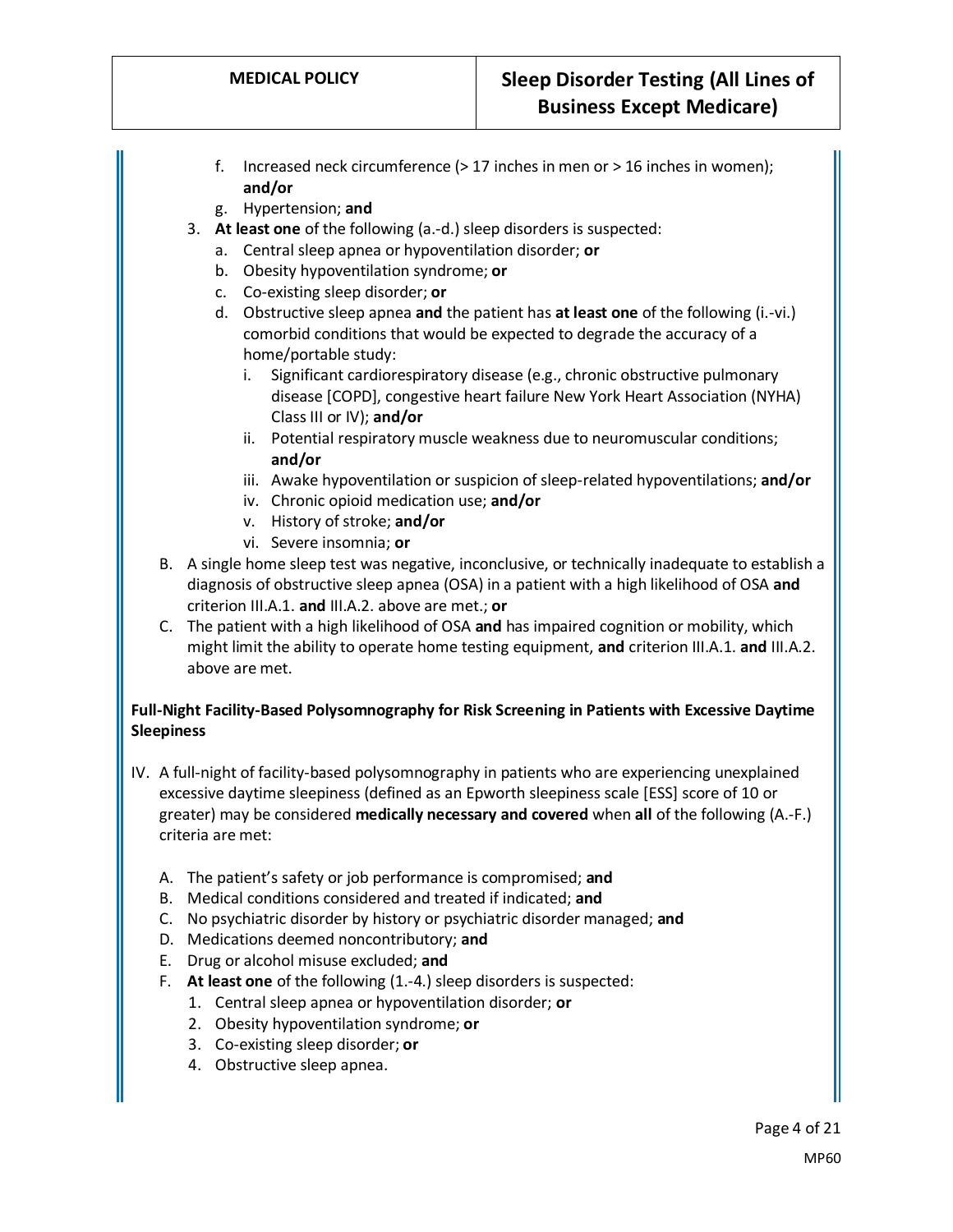f. Increased neck circumference (> 17 inches in men or > 16 inches in women); **and/or**
g. Hypertension; **and**

3. **At least one** of the following (a.-d.) sleep disorders is suspected:
   a. Central sleep apnea or hypoventilation disorder; **or**
   b. Obesity hypoventilation syndrome; **or**
   c. Co-existing sleep disorder; **or**
   d. Obstructive sleep apnea **and** the patient has **at least one** of the following (i.-vi.) comorbid conditions that would be expected to degrade the accuracy of a home/portable study:
      i. Significant cardiorespiratory disease (e.g., chronic obstructive pulmonary disease [COPD], congestive heart failure New York Heart Association (NYHA) Class III or IV); **and/or**
      ii. Potential respiratory muscle weakness due to neuromuscular conditions; **and/or**
      iii. Awake hypoventilation or suspicion of sleep-related hypoventilations; **and/or**
      iv. Chronic opioid medication use; **and/or**
      v. History of stroke; **and/or**
      vi. Severe insomnia; **or**

B. A single home sleep test was negative, inconclusive, or technically inadequate to establish a diagnosis of obstructive sleep apnea (OSA) in a patient with a high likelihood of OSA **and** criterion III.A.1. **and** III.A.2. above are met.; **or**

C. The patient with a high likelihood of OSA **and** has impaired cognition or mobility, which might limit the ability to operate home testing equipment, **and** criterion III.A.1. **and** III.A.2. above are met.

**Full-Night Facility-Based Polysomnography for Risk Screening in Patients with Excessive Daytime Sleepiness**

IV. A full-night of facility-based polysomnography in patients who are experiencing unexplained excessive daytime sleepiness (defined as an Epworth sleepiness scale [ESS] score of 10 or greater) may be considered **medically necessary and covered** when **all** of the following (A.-F.) criteria are met:

A. The patient's safety or job performance is compromised; **and**
B. Medical conditions considered and treated if indicated; **and**
C. No psychiatric disorder by history or psychiatric disorder managed; **and**
D. Medications deemed noncontributory; **and**
E. Drug or alcohol misuse excluded; **and**
F. **At least one** of the following (1.-4.) sleep disorders is suspected:
   1. Central sleep apnea or hypoventilation disorder; **or**
   2. Obesity hypoventilation syndrome; **or**
   3. Co-existing sleep disorder; **or**
   4. Obstructive sleep apnea.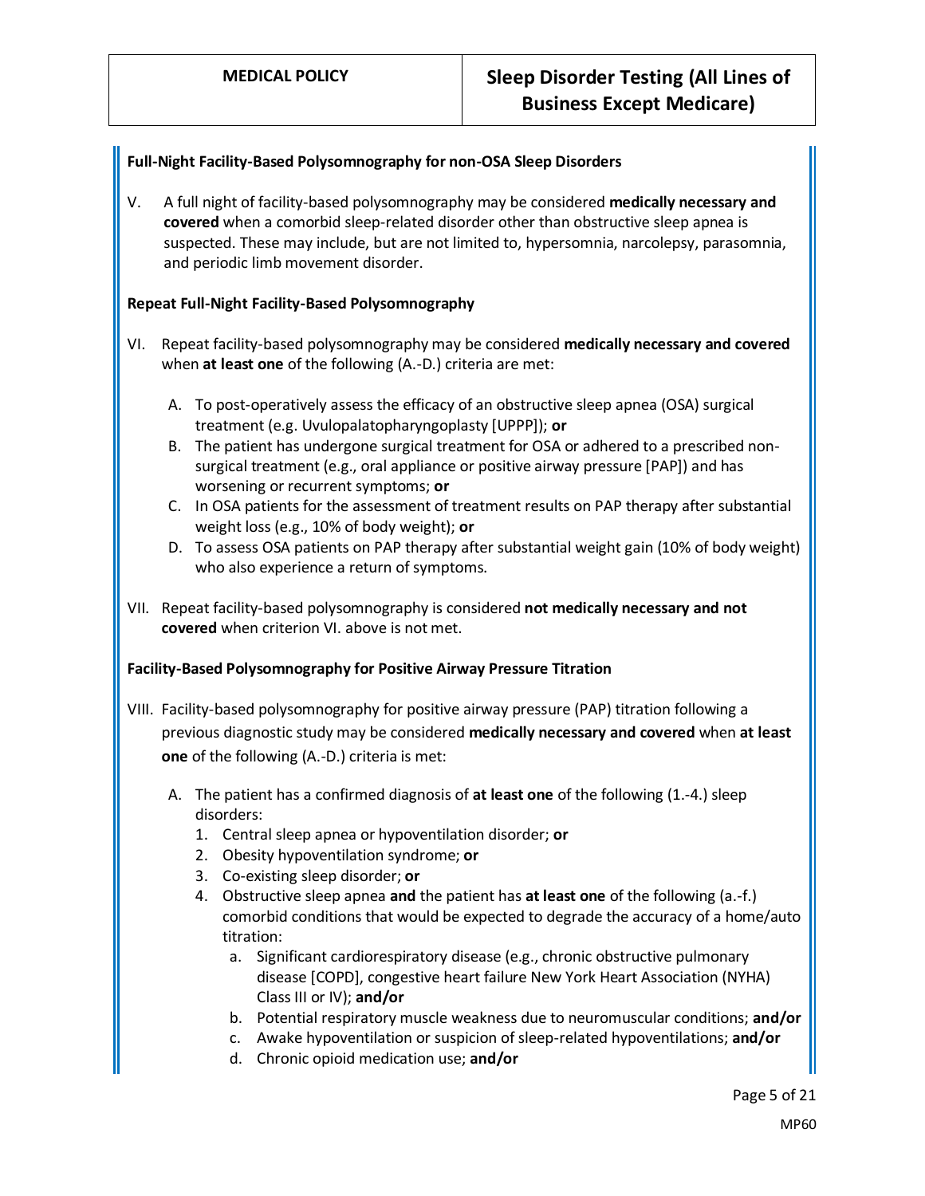**Full-Night Facility-Based Polysomnography for non-OSA Sleep Disorders**

V. A full night of facility-based polysomnography may be considered **medically necessary and covered** when a comorbid sleep-related disorder other than obstructive sleep apnea is suspected. These may include, but are not limited to, hypersomnia, narcolepsy, parasomnia, and periodic limb movement disorder.

**Repeat Full-Night Facility-Based Polysomnography**

VI. Repeat facility-based polysomnography may be considered **medically necessary and covered** when **at least one** of the following (A.-D.) criteria are met:

   A. To post-operatively assess the efficacy of an obstructive sleep apnea (OSA) surgical treatment (e.g. Uvulopalatopharyngoplasty [UPPP]); **or**
   B. The patient has undergone surgical treatment for OSA or adhered to a prescribed non-surgical treatment (e.g., oral appliance or positive airway pressure [PAP]) and has worsening or recurrent symptoms; **or**
   C. In OSA patients for the assessment of treatment results on PAP therapy after substantial weight loss (e.g., 10% of body weight); **or**
   D. To assess OSA patients on PAP therapy after substantial weight gain (10% of body weight) who also experience a return of symptoms.

VII. Repeat facility-based polysomnography is considered **not medically necessary and not covered** when criterion VI. above is not met.

**Facility-Based Polysomnography for Positive Airway Pressure Titration**

VIII. Facility-based polysomnography for positive airway pressure (PAP) titration following a previous diagnostic study may be considered **medically necessary and covered** when **at least one** of the following (A.-D.) criteria is met:

   A. The patient has a confirmed diagnosis of **at least one** of the following (1.-4.) sleep disorders:
      1. Central sleep apnea or hypoventilation disorder; **or**
      2. Obesity hypoventilation syndrome; **or**
      3. Co-existing sleep disorder; **or**
      4. Obstructive sleep apnea **and** the patient has **at least one** of the following (a.-f.) comorbid conditions that would be expected to degrade the accuracy of a home/auto titration:
         a. Significant cardiorespiratory disease (e.g., chronic obstructive pulmonary disease [COPD], congestive heart failure New York Heart Association (NYHA) Class III or IV); **and/or**
         b. Potential respiratory muscle weakness due to neuromuscular conditions; **and/or**
         c. Awake hypoventilation or suspicion of sleep-related hypoventilations; **and/or**
         d. Chronic opioid medication use; **and/or**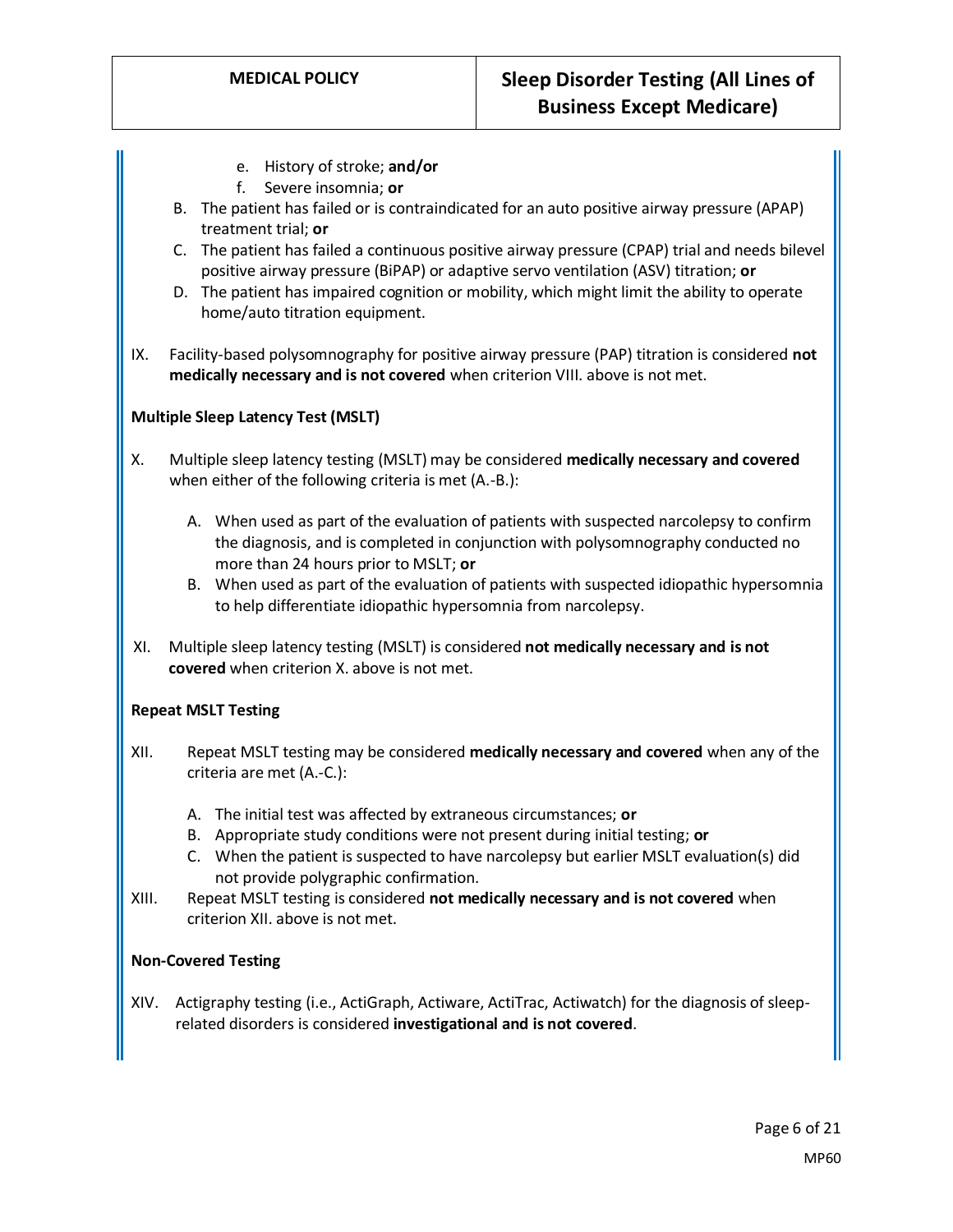e. History of stroke; **and/or**
   f. Severe insomnia; **or**

B. The patient has failed or is contraindicated for an auto positive airway pressure (APAP) treatment trial; **or**

C. The patient has failed a continuous positive airway pressure (CPAP) trial and needs bilevel positive airway pressure (BiPAP) or adaptive servo ventilation (ASV) titration; **or**

D. The patient has impaired cognition or mobility, which might limit the ability to operate home/auto titration equipment.

IX. Facility-based polysomnography for positive airway pressure (PAP) titration is considered **not medically necessary and is not covered** when criterion VIII. above is not met.

**Multiple Sleep Latency Test (MSLT)**

X. Multiple sleep latency testing (MSLT) may be considered **medically necessary and covered** when either of the following criteria is met (A.-B.):

   A. When used as part of the evaluation of patients with suspected narcolepsy to confirm the diagnosis, and is completed in conjunction with polysomnography conducted no more than 24 hours prior to MSLT; **or**
   B. When used as part of the evaluation of patients with suspected idiopathic hypersomnia to help differentiate idiopathic hypersomnia from narcolepsy.

XI. Multiple sleep latency testing (MSLT) is considered **not medically necessary and is not covered** when criterion X. above is not met.

**Repeat MSLT Testing**

XII. Repeat MSLT testing may be considered **medically necessary and covered** when any of the criteria are met (A.-C.):

   A. The initial test was affected by extraneous circumstances; **or**
   B. Appropriate study conditions were not present during initial testing; **or**
   C. When the patient is suspected to have narcolepsy but earlier MSLT evaluation(s) did not provide polygraphic confirmation.

XIII. Repeat MSLT testing is considered **not medically necessary and is not covered** when criterion XII. above is not met.

**Non-Covered Testing**

XIV. Actigraphy testing (i.e., ActiGraph, Actiware, ActiTrac, Actiwatch) for the diagnosis of sleep-related disorders is considered **investigational and is not covered**.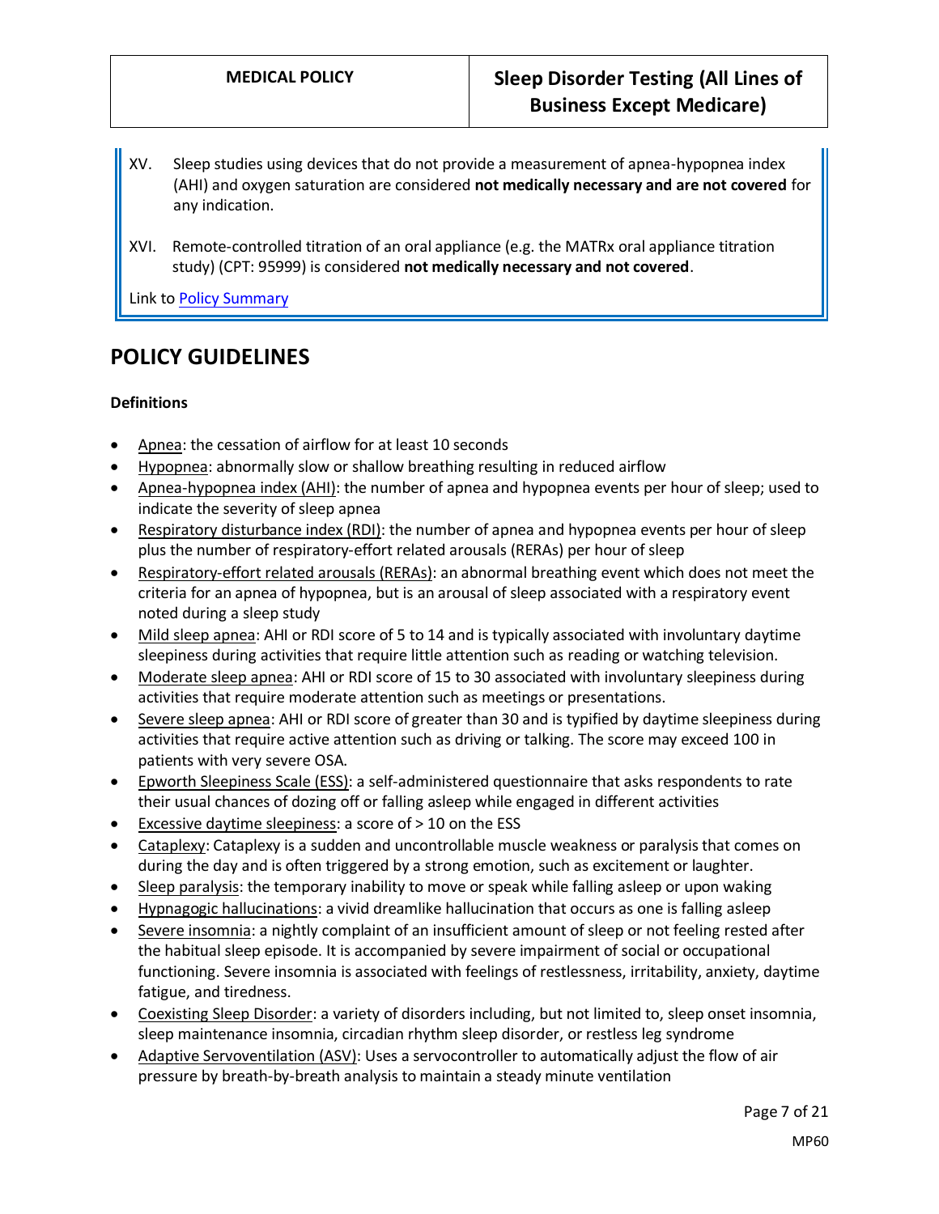XV. Sleep studies using devices that do not provide a measurement of apnea-hypopnea index (AHI) and oxygen saturation are considered **not medically necessary and are not covered** for any indication.

XVI. Remote-controlled titration of an oral appliance (e.g. the MATRx oral appliance titration study) (CPT: 95999) is considered **not medically necessary and not covered**.

Link to Policy Summary

## POLICY GUIDELINES

**Definitions**

- Apnea: the cessation of airflow for at least 10 seconds
- Hypopnea: abnormally slow or shallow breathing resulting in reduced airflow
- Apnea-hypopnea index (AHI): the number of apnea and hypopnea events per hour of sleep; used to indicate the severity of sleep apnea
- Respiratory disturbance index (RDI): the number of apnea and hypopnea events per hour of sleep plus the number of respiratory-effort related arousals (RERAs) per hour of sleep
- Respiratory-effort related arousals (RERAs): an abnormal breathing event which does not meet the criteria for an apnea of hypopnea, but is an arousal of sleep associated with a respiratory event noted during a sleep study
- Mild sleep apnea: AHI or RDI score of 5 to 14 and is typically associated with involuntary daytime sleepiness during activities that require little attention such as reading or watching television.
- Moderate sleep apnea: AHI or RDI score of 15 to 30 associated with involuntary sleepiness during activities that require moderate attention such as meetings or presentations.
- Severe sleep apnea: AHI or RDI score of greater than 30 and is typified by daytime sleepiness during activities that require active attention such as driving or talking. The score may exceed 100 in patients with very severe OSA.
- Epworth Sleepiness Scale (ESS): a self-administered questionnaire that asks respondents to rate their usual chances of dozing off or falling asleep while engaged in different activities
- Excessive daytime sleepiness: a score of > 10 on the ESS
- Cataplexy: Cataplexy is a sudden and uncontrollable muscle weakness or paralysis that comes on during the day and is often triggered by a strong emotion, such as excitement or laughter.
- Sleep paralysis: the temporary inability to move or speak while falling asleep or upon waking
- Hypnagogic hallucinations: a vivid dreamlike hallucination that occurs as one is falling asleep
- Severe insomnia: a nightly complaint of an insufficient amount of sleep or not feeling rested after the habitual sleep episode. It is accompanied by severe impairment of social or occupational functioning. Severe insomnia is associated with feelings of restlessness, irritability, anxiety, daytime fatigue, and tiredness.
- Coexisting Sleep Disorder: a variety of disorders including, but not limited to, sleep onset insomnia, sleep maintenance insomnia, circadian rhythm sleep disorder, or restless leg syndrome
- Adaptive Servoventilation (ASV): Uses a servocontroller to automatically adjust the flow of air pressure by breath-by-breath analysis to maintain a steady minute ventilation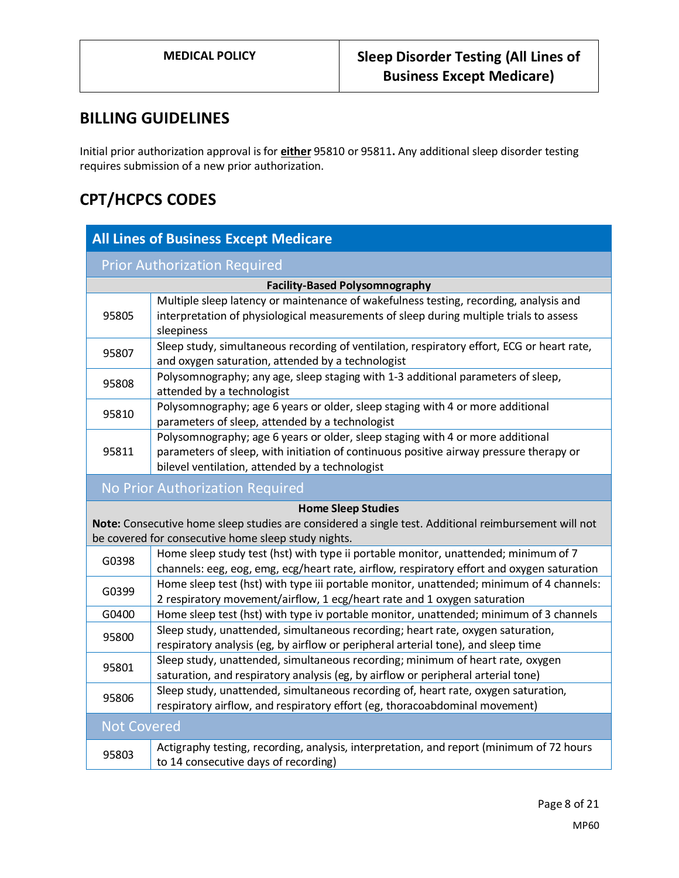## BILLING GUIDELINES

Initial prior authorization approval is for **either** 95810 or 95811**.** Any additional sleep disorder testing requires submission of a new prior authorization.

## CPT/HCPCS CODES

| All Lines of Business Except Medicare | |
|---|---|
| **Prior Authorization Required** | |
| **Facility-Based Polysomnography** | |
| 95805 | Multiple sleep latency or maintenance of wakefulness testing, recording, analysis and interpretation of physiological measurements of sleep during multiple trials to assess sleepiness |
| 95807 | Sleep study, simultaneous recording of ventilation, respiratory effort, ECG or heart rate, and oxygen saturation, attended by a technologist |
| 95808 | Polysomnography; any age, sleep staging with 1-3 additional parameters of sleep, attended by a technologist |
| 95810 | Polysomnography; age 6 years or older, sleep staging with 4 or more additional parameters of sleep, attended by a technologist |
| 95811 | Polysomnography; age 6 years or older, sleep staging with 4 or more additional parameters of sleep, with initiation of continuous positive airway pressure therapy or bilevel ventilation, attended by a technologist |
| **No Prior Authorization Required** | |
| **Home Sleep Studies** **Note:** Consecutive home sleep studies are considered a single test. Additional reimbursement will not be covered for consecutive home sleep study nights. | |
| G0398 | Home sleep study test (hst) with type ii portable monitor, unattended; minimum of 7 channels: eeg, eog, emg, ecg/heart rate, airflow, respiratory effort and oxygen saturation |
| G0399 | Home sleep test (hst) with type iii portable monitor, unattended; minimum of 4 channels: 2 respiratory movement/airflow, 1 ecg/heart rate and 1 oxygen saturation |
| G0400 | Home sleep test (hst) with type iv portable monitor, unattended; minimum of 3 channels |
| 95800 | Sleep study, unattended, simultaneous recording; heart rate, oxygen saturation, respiratory analysis (eg, by airflow or peripheral arterial tone), and sleep time |
| 95801 | Sleep study, unattended, simultaneous recording; minimum of heart rate, oxygen saturation, and respiratory analysis (eg, by airflow or peripheral arterial tone) |
| 95806 | Sleep study, unattended, simultaneous recording of, heart rate, oxygen saturation, respiratory airflow, and respiratory effort (eg, thoracoabdominal movement) |
| **Not Covered** | |
| 95803 | Actigraphy testing, recording, analysis, interpretation, and report (minimum of 72 hours to 14 consecutive days of recording) |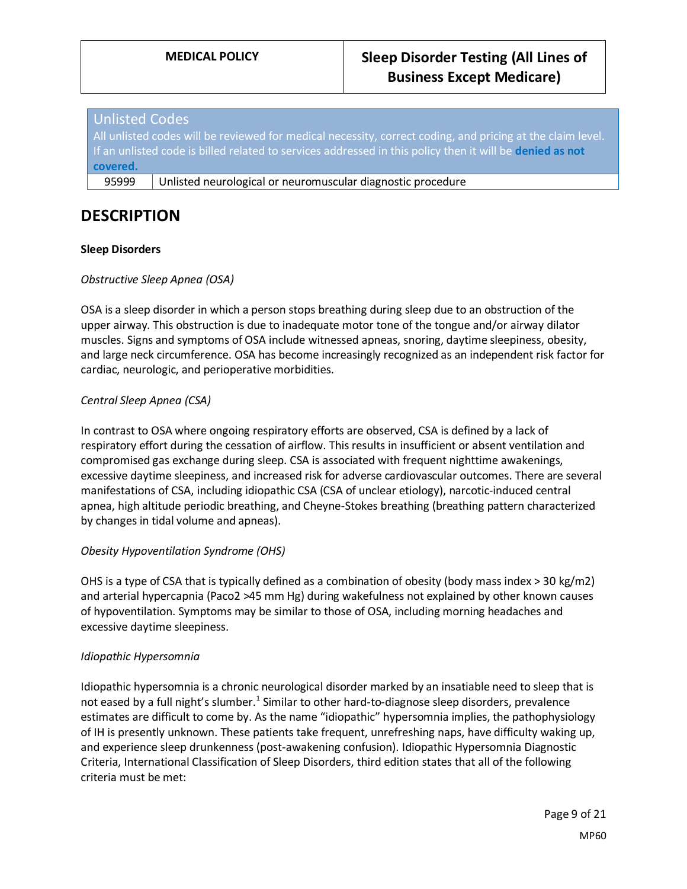| Unlisted Codes | |
|---|---|
| All unlisted codes will be reviewed for medical necessity, correct coding, and pricing at the claim level. If an unlisted code is billed related to services addressed in this policy then it will be **denied as not covered.** | |
| 95999 | Unlisted neurological or neuromuscular diagnostic procedure |

## DESCRIPTION

**Sleep Disorders**

*Obstructive Sleep Apnea (OSA)*

OSA is a sleep disorder in which a person stops breathing during sleep due to an obstruction of the upper airway. This obstruction is due to inadequate motor tone of the tongue and/or airway dilator muscles. Signs and symptoms of OSA include witnessed apneas, snoring, daytime sleepiness, obesity, and large neck circumference. OSA has become increasingly recognized as an independent risk factor for cardiac, neurologic, and perioperative morbidities.

*Central Sleep Apnea (CSA)*

In contrast to OSA where ongoing respiratory efforts are observed, CSA is defined by a lack of respiratory effort during the cessation of airflow. This results in insufficient or absent ventilation and compromised gas exchange during sleep. CSA is associated with frequent nighttime awakenings, excessive daytime sleepiness, and increased risk for adverse cardiovascular outcomes. There are several manifestations of CSA, including idiopathic CSA (CSA of unclear etiology), narcotic-induced central apnea, high altitude periodic breathing, and Cheyne-Stokes breathing (breathing pattern characterized by changes in tidal volume and apneas).

*Obesity Hypoventilation Syndrome (OHS)*

OHS is a type of CSA that is typically defined as a combination of obesity (body mass index > 30 kg/m2) and arterial hypercapnia ($Paco_2$ >45 mm Hg) during wakefulness not explained by other known causes of hypoventilation. Symptoms may be similar to those of OSA, including morning headaches and excessive daytime sleepiness.

*Idiopathic Hypersomnia*

Idiopathic hypersomnia is a chronic neurological disorder marked by an insatiable need to sleep that is not eased by a full night's slumber.[1] Similar to other hard-to-diagnose sleep disorders, prevalence estimates are difficult to come by. As the name "idiopathic" hypersomnia implies, the pathophysiology of IH is presently unknown. These patients take frequent, unrefreshing naps, have difficulty waking up, and experience sleep drunkenness (post-awakening confusion). Idiopathic Hypersomnia Diagnostic Criteria, International Classification of Sleep Disorders, third edition states that all of the following criteria must be met: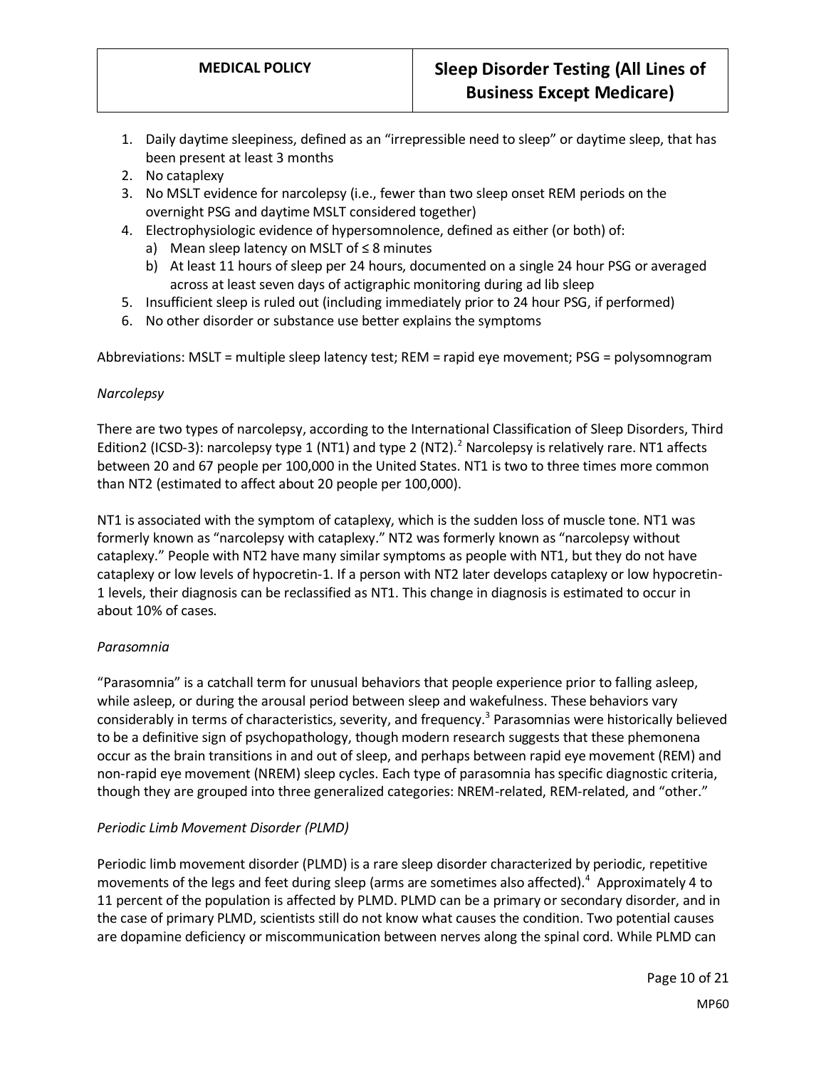1. Daily daytime sleepiness, defined as an "irrepressible need to sleep" or daytime sleep, that has been present at least 3 months
2. No cataplexy
3. No MSLT evidence for narcolepsy (i.e., fewer than two sleep onset REM periods on the overnight PSG and daytime MSLT considered together)
4. Electrophysiologic evidence of hypersomnolence, defined as either (or both) of:
   a) Mean sleep latency on MSLT of ≤ 8 minutes
   b) At least 11 hours of sleep per 24 hours, documented on a single 24 hour PSG or averaged across at least seven days of actigraphic monitoring during ad lib sleep
5. Insufficient sleep is ruled out (including immediately prior to 24 hour PSG, if performed)
6. No other disorder or substance use better explains the symptoms

Abbreviations: MSLT = multiple sleep latency test; REM = rapid eye movement; PSG = polysomnogram

*Narcolepsy*

There are two types of narcolepsy, according to the International Classification of Sleep Disorders, Third Edition2 (ICSD-3): narcolepsy type 1 (NT1) and type 2 (NT2).[2] Narcolepsy is relatively rare. NT1 affects between 20 and 67 people per 100,000 in the United States. NT1 is two to three times more common than NT2 (estimated to affect about 20 people per 100,000).

NT1 is associated with the symptom of cataplexy, which is the sudden loss of muscle tone. NT1 was formerly known as "narcolepsy with cataplexy." NT2 was formerly known as "narcolepsy without cataplexy." People with NT2 have many similar symptoms as people with NT1, but they do not have cataplexy or low levels of hypocretin-1. If a person with NT2 later develops cataplexy or low hypocretin-1 levels, their diagnosis can be reclassified as NT1. This change in diagnosis is estimated to occur in about 10% of cases.

*Parasomnia*

"Parasomnia" is a catchall term for unusual behaviors that people experience prior to falling asleep, while asleep, or during the arousal period between sleep and wakefulness. These behaviors vary considerably in terms of characteristics, severity, and frequency.[3] Parasomnias were historically believed to be a definitive sign of psychopathology, though modern research suggests that these phemonena occur as the brain transitions in and out of sleep, and perhaps between rapid eye movement (REM) and non-rapid eye movement (NREM) sleep cycles. Each type of parasomnia has specific diagnostic criteria, though they are grouped into three generalized categories: NREM-related, REM-related, and "other."

*Periodic Limb Movement Disorder (PLMD)*

Periodic limb movement disorder (PLMD) is a rare sleep disorder characterized by periodic, repetitive movements of the legs and feet during sleep (arms are sometimes also affected).[4] Approximately 4 to 11 percent of the population is affected by PLMD. PLMD can be a primary or secondary disorder, and in the case of primary PLMD, scientists still do not know what causes the condition. Two potential causes are dopamine deficiency or miscommunication between nerves along the spinal cord. While PLMD can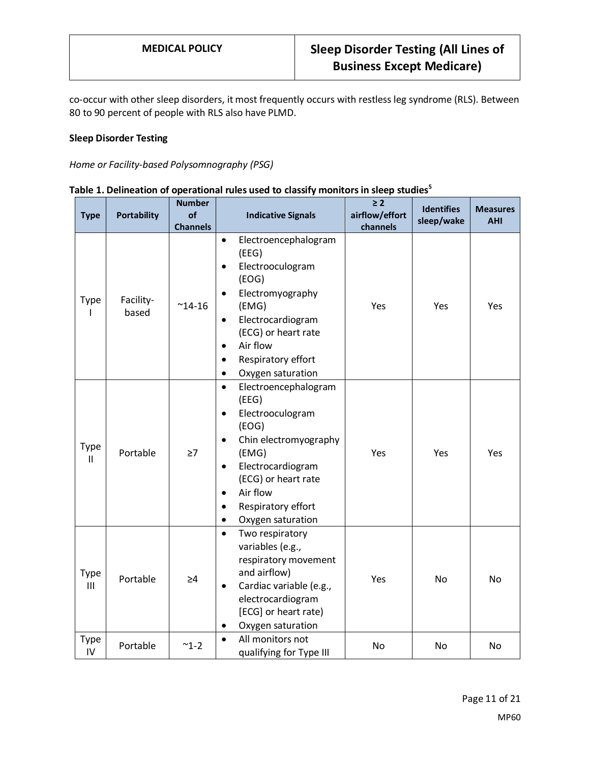co-occur with other sleep disorders, it most frequently occurs with restless leg syndrome (RLS). Between 80 to 90 percent of people with RLS also have PLMD.

**Sleep Disorder Testing**

*Home or Facility-based Polysomnography (PSG)*

**Table 1. Delineation of operational rules used to classify monitors in sleep studies[5]**

| Type | Portability | Number of Channels | Indicative Signals | ≥ 2 airflow/effort channels | Identifies sleep/wake | Measures AHI |
|---|---|---|---|---|---|---|
| Type I | Facility-based | ~14-16 | • Electroencephalogram (EEG)<br>• Electrooculogram (EOG)<br>• Electromyography (EMG)<br>• Electrocardiogram (ECG) or heart rate<br>• Air flow<br>• Respiratory effort<br>• Oxygen saturation | Yes | Yes | Yes |
| Type II | Portable | ≥7 | • Electroencephalogram (EEG)<br>• Electrooculogram (EOG)<br>• Chin electromyography (EMG)<br>• Electrocardiogram (ECG) or heart rate<br>• Air flow<br>• Respiratory effort<br>• Oxygen saturation | Yes | Yes | Yes |
| Type III | Portable | ≥4 | • Two respiratory variables (e.g., respiratory movement and airflow)<br>• Cardiac variable (e.g., electrocardiogram [ECG] or heart rate)<br>• Oxygen saturation | Yes | No | No |
| Type IV | Portable | ~1-2 | • All monitors not qualifying for Type III | No | No | No |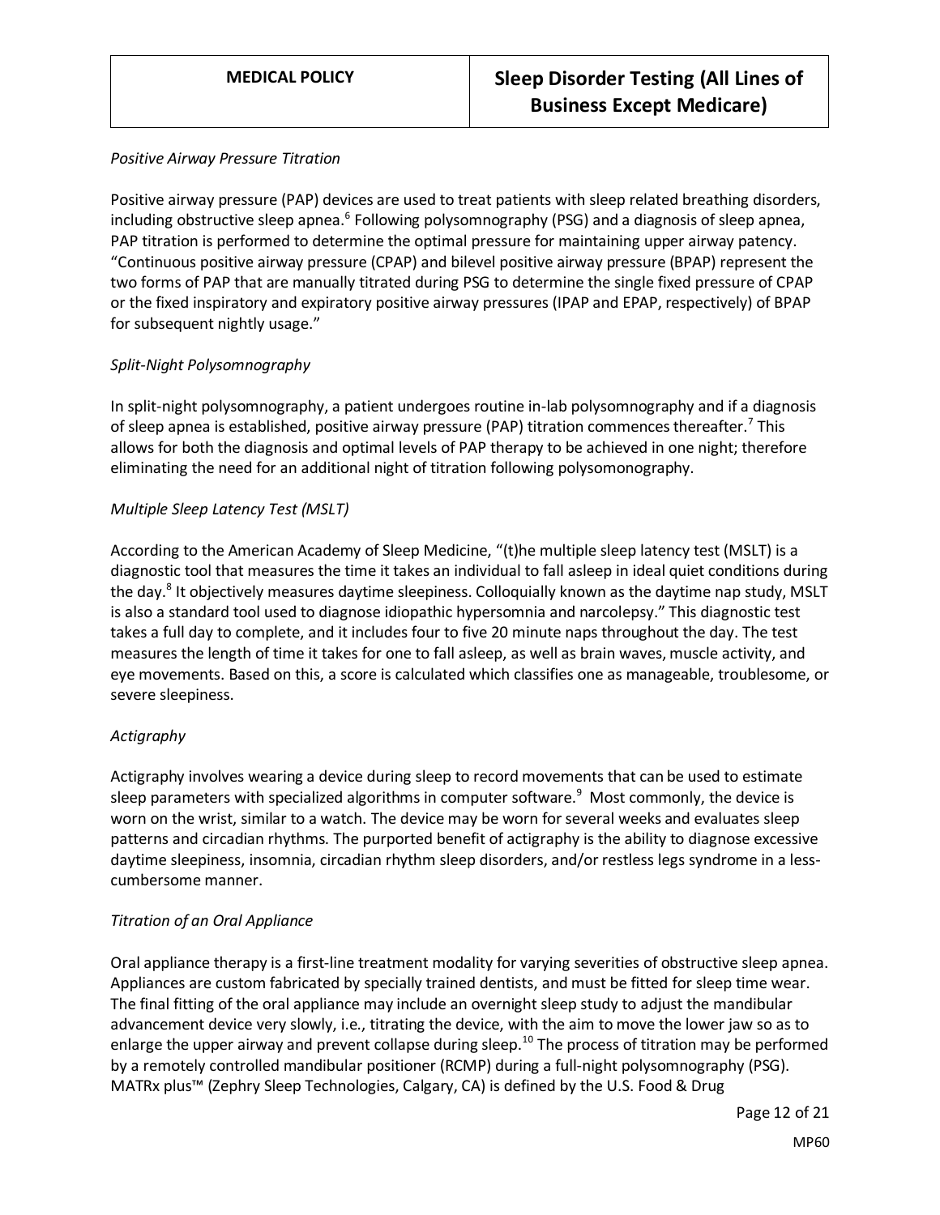*Positive Airway Pressure Titration*

Positive airway pressure (PAP) devices are used to treat patients with sleep related breathing disorders, including obstructive sleep apnea.[6] Following polysomnography (PSG) and a diagnosis of sleep apnea, PAP titration is performed to determine the optimal pressure for maintaining upper airway patency. "Continuous positive airway pressure (CPAP) and bilevel positive airway pressure (BPAP) represent the two forms of PAP that are manually titrated during PSG to determine the single fixed pressure of CPAP or the fixed inspiratory and expiratory positive airway pressures (IPAP and EPAP, respectively) of BPAP for subsequent nightly usage."

*Split-Night Polysomnography*

In split-night polysomnography, a patient undergoes routine in-lab polysomnography and if a diagnosis of sleep apnea is established, positive airway pressure (PAP) titration commences thereafter.[7] This allows for both the diagnosis and optimal levels of PAP therapy to be achieved in one night; therefore eliminating the need for an additional night of titration following polysomonography.

*Multiple Sleep Latency Test (MSLT)*

According to the American Academy of Sleep Medicine, "(t)he multiple sleep latency test (MSLT) is a diagnostic tool that measures the time it takes an individual to fall asleep in ideal quiet conditions during the day.[8] It objectively measures daytime sleepiness. Colloquially known as the daytime nap study, MSLT is also a standard tool used to diagnose idiopathic hypersomnia and narcolepsy." This diagnostic test takes a full day to complete, and it includes four to five 20 minute naps throughout the day. The test measures the length of time it takes for one to fall asleep, as well as brain waves, muscle activity, and eye movements. Based on this, a score is calculated which classifies one as manageable, troublesome, or severe sleepiness.

*Actigraphy*

Actigraphy involves wearing a device during sleep to record movements that can be used to estimate sleep parameters with specialized algorithms in computer software.[9] Most commonly, the device is worn on the wrist, similar to a watch. The device may be worn for several weeks and evaluates sleep patterns and circadian rhythms. The purported benefit of actigraphy is the ability to diagnose excessive daytime sleepiness, insomnia, circadian rhythm sleep disorders, and/or restless legs syndrome in a less-cumbersome manner.

*Titration of an Oral Appliance*

Oral appliance therapy is a first-line treatment modality for varying severities of obstructive sleep apnea. Appliances are custom fabricated by specially trained dentists, and must be fitted for sleep time wear. The final fitting of the oral appliance may include an overnight sleep study to adjust the mandibular advancement device very slowly, i.e., titrating the device, with the aim to move the lower jaw so as to enlarge the upper airway and prevent collapse during sleep.[10] The process of titration may be performed by a remotely controlled mandibular positioner (RCMP) during a full-night polysomnography (PSG). MATRx plus™ (Zephry Sleep Technologies, Calgary, CA) is defined by the U.S. Food & Drug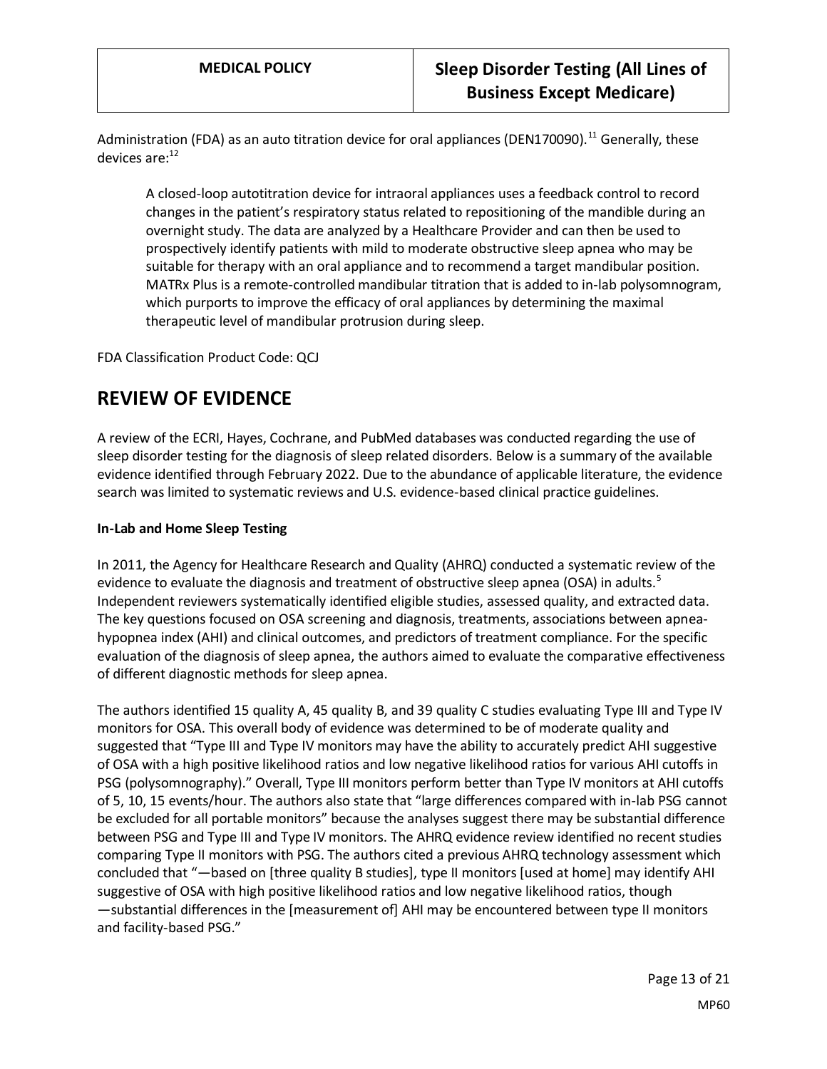Administration (FDA) as an auto titration device for oral appliances (DEN170090).[11] Generally, these devices are:[12]

> A closed-loop autotitration device for intraoral appliances uses a feedback control to record changes in the patient's respiratory status related to repositioning of the mandible during an overnight study. The data are analyzed by a Healthcare Provider and can then be used to prospectively identify patients with mild to moderate obstructive sleep apnea who may be suitable for therapy with an oral appliance and to recommend a target mandibular position. MATRx Plus is a remote-controlled mandibular titration that is added to in-lab polysomnogram, which purports to improve the efficacy of oral appliances by determining the maximal therapeutic level of mandibular protrusion during sleep.

FDA Classification Product Code: QCJ

# REVIEW OF EVIDENCE

A review of the ECRI, Hayes, Cochrane, and PubMed databases was conducted regarding the use of sleep disorder testing for the diagnosis of sleep related disorders. Below is a summary of the available evidence identified through February 2022. Due to the abundance of applicable literature, the evidence search was limited to systematic reviews and U.S. evidence-based clinical practice guidelines.

**In-Lab and Home Sleep Testing**

In 2011, the Agency for Healthcare Research and Quality (AHRQ) conducted a systematic review of the evidence to evaluate the diagnosis and treatment of obstructive sleep apnea (OSA) in adults.[5] Independent reviewers systematically identified eligible studies, assessed quality, and extracted data. The key questions focused on OSA screening and diagnosis, treatments, associations between apnea-hypopnea index (AHI) and clinical outcomes, and predictors of treatment compliance. For the specific evaluation of the diagnosis of sleep apnea, the authors aimed to evaluate the comparative effectiveness of different diagnostic methods for sleep apnea.

The authors identified 15 quality A, 45 quality B, and 39 quality C studies evaluating Type III and Type IV monitors for OSA. This overall body of evidence was determined to be of moderate quality and suggested that "Type III and Type IV monitors may have the ability to accurately predict AHI suggestive of OSA with a high positive likelihood ratios and low negative likelihood ratios for various AHI cutoffs in PSG (polysomnography)." Overall, Type III monitors perform better than Type IV monitors at AHI cutoffs of 5, 10, 15 events/hour. The authors also state that "large differences compared with in-lab PSG cannot be excluded for all portable monitors" because the analyses suggest there may be substantial difference between PSG and Type III and Type IV monitors. The AHRQ evidence review identified no recent studies comparing Type II monitors with PSG. The authors cited a previous AHRQ technology assessment which concluded that "—based on [three quality B studies], type II monitors [used at home] may identify AHI suggestive of OSA with high positive likelihood ratios and low negative likelihood ratios, though —substantial differences in the [measurement of] AHI may be encountered between type II monitors and facility-based PSG."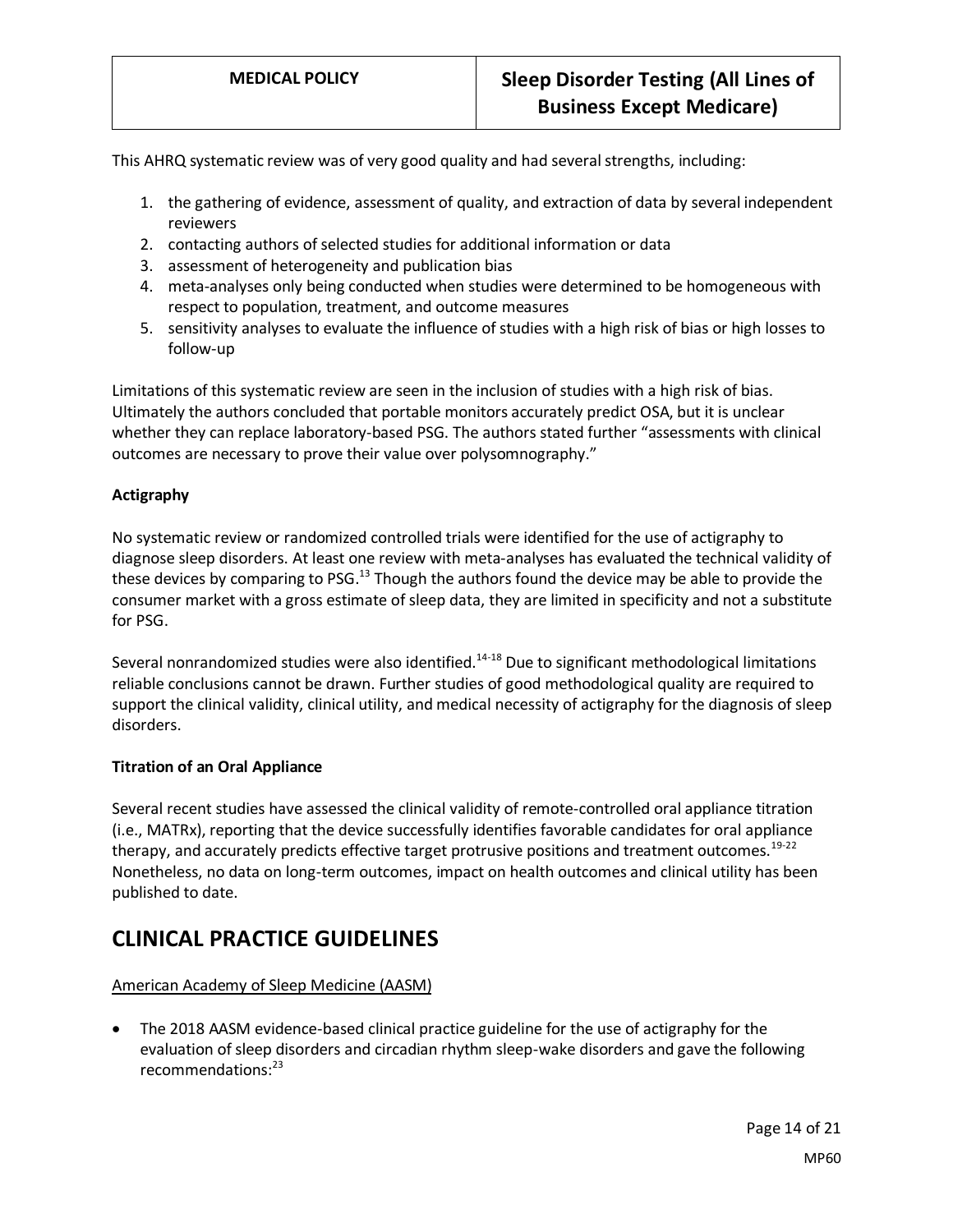This AHRQ systematic review was of very good quality and had several strengths, including:

1. the gathering of evidence, assessment of quality, and extraction of data by several independent reviewers
2. contacting authors of selected studies for additional information or data
3. assessment of heterogeneity and publication bias
4. meta-analyses only being conducted when studies were determined to be homogeneous with respect to population, treatment, and outcome measures
5. sensitivity analyses to evaluate the influence of studies with a high risk of bias or high losses to follow-up

Limitations of this systematic review are seen in the inclusion of studies with a high risk of bias. Ultimately the authors concluded that portable monitors accurately predict OSA, but it is unclear whether they can replace laboratory-based PSG. The authors stated further "assessments with clinical outcomes are necessary to prove their value over polysomnography."

**Actigraphy**

No systematic review or randomized controlled trials were identified for the use of actigraphy to diagnose sleep disorders. At least one review with meta-analyses has evaluated the technical validity of these devices by comparing to PSG.[13] Though the authors found the device may be able to provide the consumer market with a gross estimate of sleep data, they are limited in specificity and not a substitute for PSG.

Several nonrandomized studies were also identified.[14-18] Due to significant methodological limitations reliable conclusions cannot be drawn. Further studies of good methodological quality are required to support the clinical validity, clinical utility, and medical necessity of actigraphy for the diagnosis of sleep disorders.

**Titration of an Oral Appliance**

Several recent studies have assessed the clinical validity of remote-controlled oral appliance titration (i.e., MATRx), reporting that the device successfully identifies favorable candidates for oral appliance therapy, and accurately predicts effective target protrusive positions and treatment outcomes.[19-22] Nonetheless, no data on long-term outcomes, impact on health outcomes and clinical utility has been published to date.

# CLINICAL PRACTICE GUIDELINES

American Academy of Sleep Medicine (AASM)

- The 2018 AASM evidence-based clinical practice guideline for the use of actigraphy for the evaluation of sleep disorders and circadian rhythm sleep-wake disorders and gave the following recommendations:[23]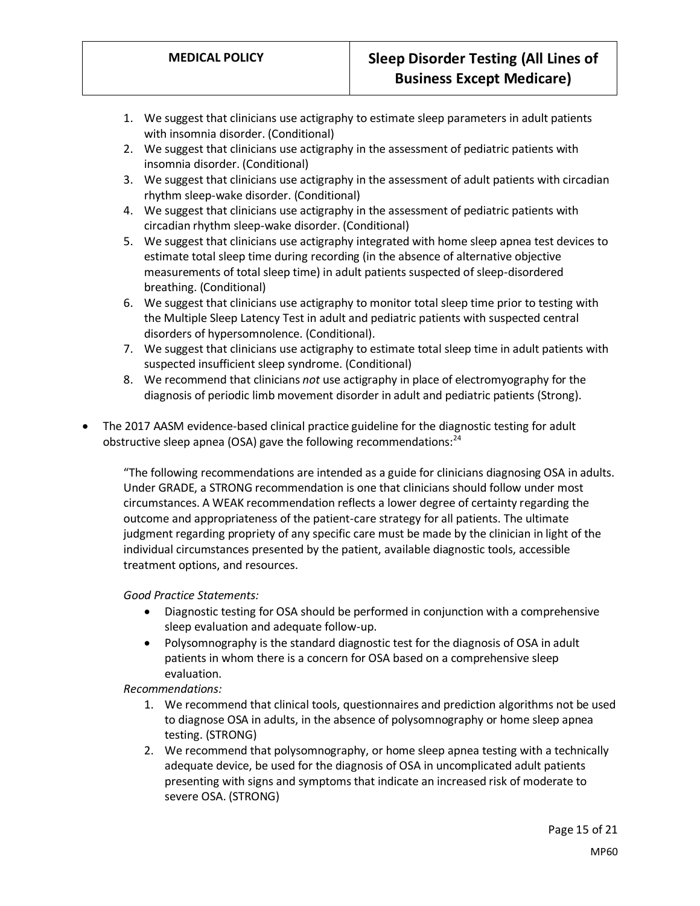1. We suggest that clinicians use actigraphy to estimate sleep parameters in adult patients with insomnia disorder. (Conditional)
2. We suggest that clinicians use actigraphy in the assessment of pediatric patients with insomnia disorder. (Conditional)
3. We suggest that clinicians use actigraphy in the assessment of adult patients with circadian rhythm sleep-wake disorder. (Conditional)
4. We suggest that clinicians use actigraphy in the assessment of pediatric patients with circadian rhythm sleep-wake disorder. (Conditional)
5. We suggest that clinicians use actigraphy integrated with home sleep apnea test devices to estimate total sleep time during recording (in the absence of alternative objective measurements of total sleep time) in adult patients suspected of sleep-disordered breathing. (Conditional)
6. We suggest that clinicians use actigraphy to monitor total sleep time prior to testing with the Multiple Sleep Latency Test in adult and pediatric patients with suspected central disorders of hypersomnolence. (Conditional).
7. We suggest that clinicians use actigraphy to estimate total sleep time in adult patients with suspected insufficient sleep syndrome. (Conditional)
8. We recommend that clinicians *not* use actigraphy in place of electromyography for the diagnosis of periodic limb movement disorder in adult and pediatric patients (Strong).

- The 2017 AASM evidence-based clinical practice guideline for the diagnostic testing for adult obstructive sleep apnea (OSA) gave the following recommendations:[24]

  "The following recommendations are intended as a guide for clinicians diagnosing OSA in adults. Under GRADE, a STRONG recommendation is one that clinicians should follow under most circumstances. A WEAK recommendation reflects a lower degree of certainty regarding the outcome and appropriateness of the patient-care strategy for all patients. The ultimate judgment regarding propriety of any specific care must be made by the clinician in light of the individual circumstances presented by the patient, available diagnostic tools, accessible treatment options, and resources.

  *Good Practice Statements:*
  - Diagnostic testing for OSA should be performed in conjunction with a comprehensive sleep evaluation and adequate follow-up.
  - Polysomnography is the standard diagnostic test for the diagnosis of OSA in adult patients in whom there is a concern for OSA based on a comprehensive sleep evaluation.

  *Recommendations:*
  1. We recommend that clinical tools, questionnaires and prediction algorithms not be used to diagnose OSA in adults, in the absence of polysomnography or home sleep apnea testing. (STRONG)
  2. We recommend that polysomnography, or home sleep apnea testing with a technically adequate device, be used for the diagnosis of OSA in uncomplicated adult patients presenting with signs and symptoms that indicate an increased risk of moderate to severe OSA. (STRONG)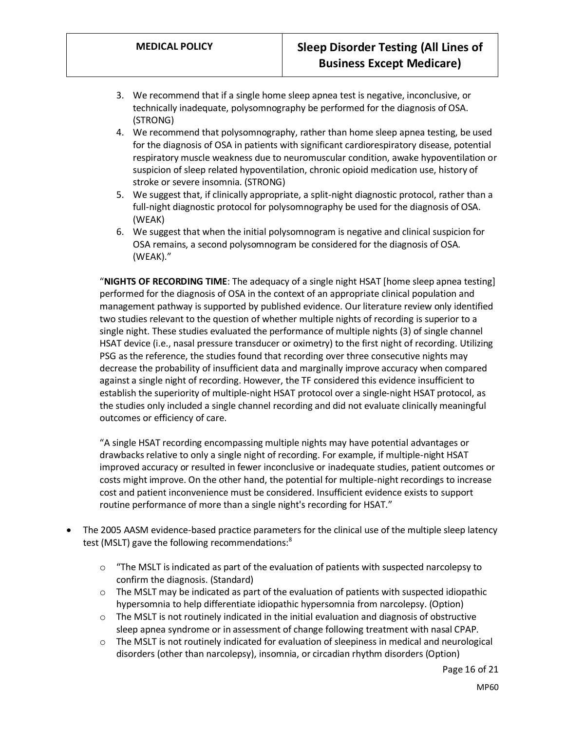3. We recommend that if a single home sleep apnea test is negative, inconclusive, or technically inadequate, polysomnography be performed for the diagnosis of OSA. (STRONG)
4. We recommend that polysomnography, rather than home sleep apnea testing, be used for the diagnosis of OSA in patients with significant cardiorespiratory disease, potential respiratory muscle weakness due to neuromuscular condition, awake hypoventilation or suspicion of sleep related hypoventilation, chronic opioid medication use, history of stroke or severe insomnia. (STRONG)
5. We suggest that, if clinically appropriate, a split-night diagnostic protocol, rather than a full-night diagnostic protocol for polysomnography be used for the diagnosis of OSA. (WEAK)
6. We suggest that when the initial polysomnogram is negative and clinical suspicion for OSA remains, a second polysomnogram be considered for the diagnosis of OSA. (WEAK)."

"**NIGHTS OF RECORDING TIME**: The adequacy of a single night HSAT [home sleep apnea testing] performed for the diagnosis of OSA in the context of an appropriate clinical population and management pathway is supported by published evidence. Our literature review only identified two studies relevant to the question of whether multiple nights of recording is superior to a single night. These studies evaluated the performance of multiple nights (3) of single channel HSAT device (i.e., nasal pressure transducer or oximetry) to the first night of recording. Utilizing PSG as the reference, the studies found that recording over three consecutive nights may decrease the probability of insufficient data and marginally improve accuracy when compared against a single night of recording. However, the TF considered this evidence insufficient to establish the superiority of multiple-night HSAT protocol over a single-night HSAT protocol, as the studies only included a single channel recording and did not evaluate clinically meaningful outcomes or efficiency of care.

"A single HSAT recording encompassing multiple nights may have potential advantages or drawbacks relative to only a single night of recording. For example, if multiple-night HSAT improved accuracy or resulted in fewer inconclusive or inadequate studies, patient outcomes or costs might improve. On the other hand, the potential for multiple-night recordings to increase cost and patient inconvenience must be considered. Insufficient evidence exists to support routine performance of more than a single night's recording for HSAT."

- The 2005 AASM evidence-based practice parameters for the clinical use of the multiple sleep latency test (MSLT) gave the following recommendations:[8]
  - "The MSLT is indicated as part of the evaluation of patients with suspected narcolepsy to confirm the diagnosis. (Standard)
  - The MSLT may be indicated as part of the evaluation of patients with suspected idiopathic hypersomnia to help differentiate idiopathic hypersomnia from narcolepsy. (Option)
  - The MSLT is not routinely indicated in the initial evaluation and diagnosis of obstructive sleep apnea syndrome or in assessment of change following treatment with nasal CPAP.
  - The MSLT is not routinely indicated for evaluation of sleepiness in medical and neurological disorders (other than narcolepsy), insomnia, or circadian rhythm disorders (Option)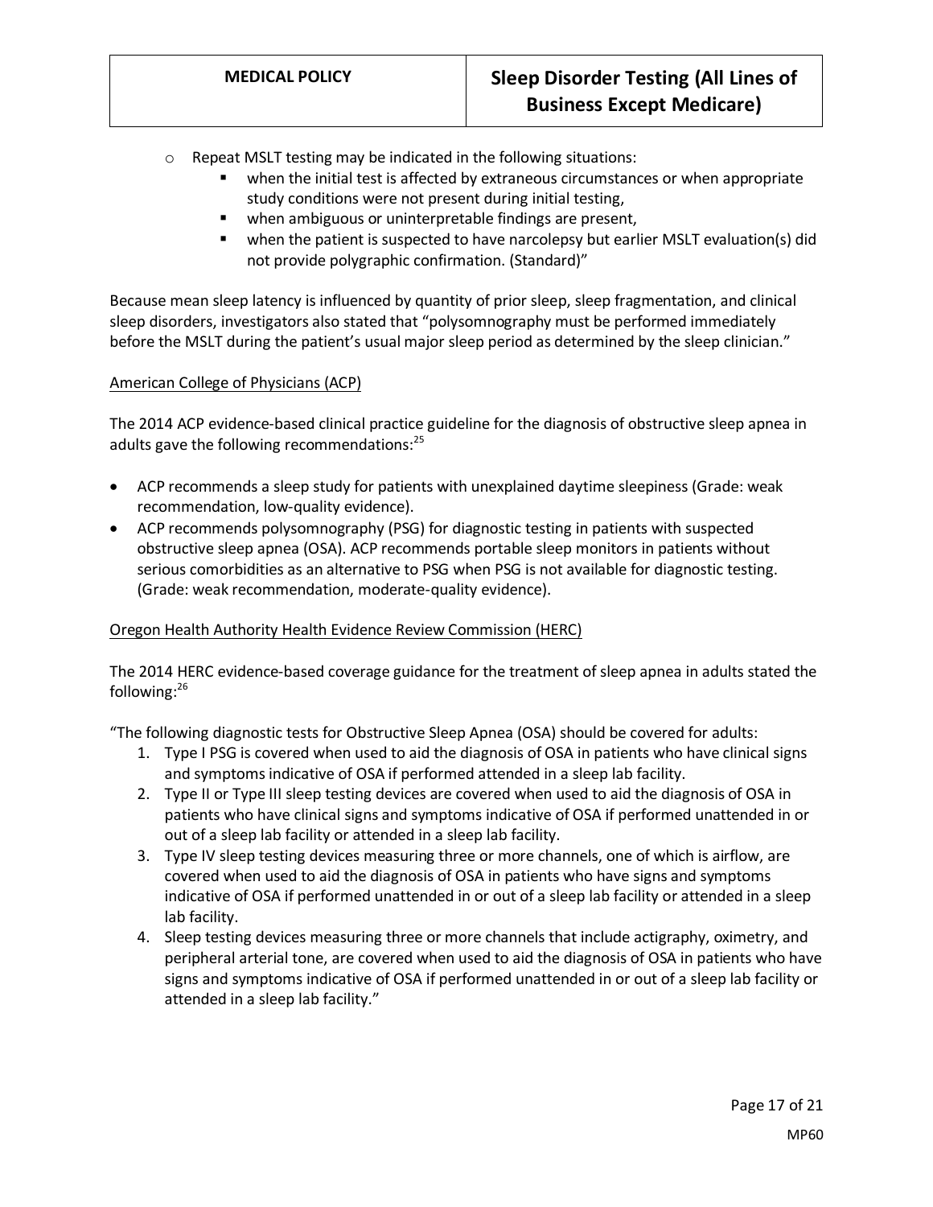- Repeat MSLT testing may be indicated in the following situations:
  - when the initial test is affected by extraneous circumstances or when appropriate study conditions were not present during initial testing,
  - when ambiguous or uninterpretable findings are present,
  - when the patient is suspected to have narcolepsy but earlier MSLT evaluation(s) did not provide polygraphic confirmation. (Standard)"

Because mean sleep latency is influenced by quantity of prior sleep, sleep fragmentation, and clinical sleep disorders, investigators also stated that "polysomnography must be performed immediately before the MSLT during the patient's usual major sleep period as determined by the sleep clinician."

American College of Physicians (ACP)

The 2014 ACP evidence-based clinical practice guideline for the diagnosis of obstructive sleep apnea in adults gave the following recommendations:[25]

- ACP recommends a sleep study for patients with unexplained daytime sleepiness (Grade: weak recommendation, low-quality evidence).
- ACP recommends polysomnography (PSG) for diagnostic testing in patients with suspected obstructive sleep apnea (OSA). ACP recommends portable sleep monitors in patients without serious comorbidities as an alternative to PSG when PSG is not available for diagnostic testing. (Grade: weak recommendation, moderate-quality evidence).

Oregon Health Authority Health Evidence Review Commission (HERC)

The 2014 HERC evidence-based coverage guidance for the treatment of sleep apnea in adults stated the following:[26]

"The following diagnostic tests for Obstructive Sleep Apnea (OSA) should be covered for adults:

1. Type I PSG is covered when used to aid the diagnosis of OSA in patients who have clinical signs and symptoms indicative of OSA if performed attended in a sleep lab facility.
2. Type II or Type III sleep testing devices are covered when used to aid the diagnosis of OSA in patients who have clinical signs and symptoms indicative of OSA if performed unattended in or out of a sleep lab facility or attended in a sleep lab facility.
3. Type IV sleep testing devices measuring three or more channels, one of which is airflow, are covered when used to aid the diagnosis of OSA in patients who have signs and symptoms indicative of OSA if performed unattended in or out of a sleep lab facility or attended in a sleep lab facility.
4. Sleep testing devices measuring three or more channels that include actigraphy, oximetry, and peripheral arterial tone, are covered when used to aid the diagnosis of OSA in patients who have signs and symptoms indicative of OSA if performed unattended in or out of a sleep lab facility or attended in a sleep lab facility."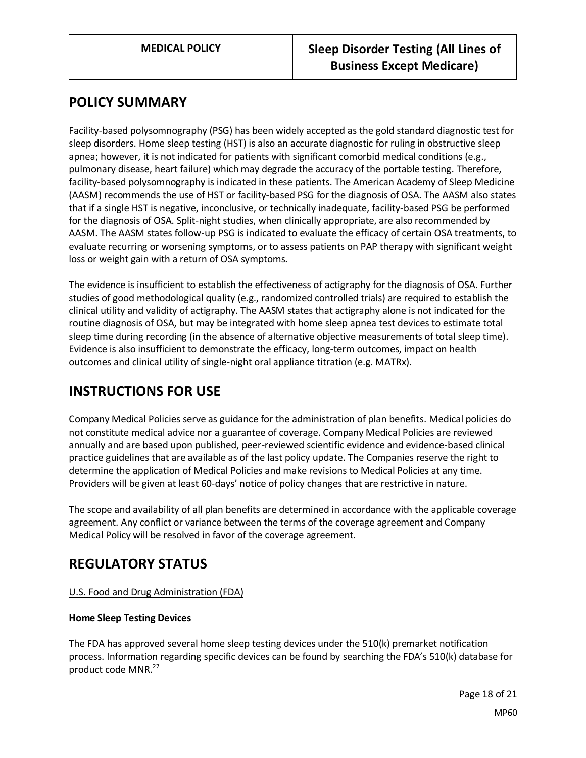## POLICY SUMMARY

Facility-based polysomnography (PSG) has been widely accepted as the gold standard diagnostic test for sleep disorders. Home sleep testing (HST) is also an accurate diagnostic for ruling in obstructive sleep apnea; however, it is not indicated for patients with significant comorbid medical conditions (e.g., pulmonary disease, heart failure) which may degrade the accuracy of the portable testing. Therefore, facility-based polysomnography is indicated in these patients. The American Academy of Sleep Medicine (AASM) recommends the use of HST or facility-based PSG for the diagnosis of OSA. The AASM also states that if a single HST is negative, inconclusive, or technically inadequate, facility-based PSG be performed for the diagnosis of OSA. Split-night studies, when clinically appropriate, are also recommended by AASM. The AASM states follow-up PSG is indicated to evaluate the efficacy of certain OSA treatments, to evaluate recurring or worsening symptoms, or to assess patients on PAP therapy with significant weight loss or weight gain with a return of OSA symptoms.

The evidence is insufficient to establish the effectiveness of actigraphy for the diagnosis of OSA. Further studies of good methodological quality (e.g., randomized controlled trials) are required to establish the clinical utility and validity of actigraphy. The AASM states that actigraphy alone is not indicated for the routine diagnosis of OSA, but may be integrated with home sleep apnea test devices to estimate total sleep time during recording (in the absence of alternative objective measurements of total sleep time). Evidence is also insufficient to demonstrate the efficacy, long-term outcomes, impact on health outcomes and clinical utility of single-night oral appliance titration (e.g. MATRx).

## INSTRUCTIONS FOR USE

Company Medical Policies serve as guidance for the administration of plan benefits. Medical policies do not constitute medical advice nor a guarantee of coverage. Company Medical Policies are reviewed annually and are based upon published, peer-reviewed scientific evidence and evidence-based clinical practice guidelines that are available as of the last policy update. The Companies reserve the right to determine the application of Medical Policies and make revisions to Medical Policies at any time. Providers will be given at least 60-days' notice of policy changes that are restrictive in nature.

The scope and availability of all plan benefits are determined in accordance with the applicable coverage agreement. Any conflict or variance between the terms of the coverage agreement and Company Medical Policy will be resolved in favor of the coverage agreement.

## REGULATORY STATUS

U.S. Food and Drug Administration (FDA)

**Home Sleep Testing Devices**

The FDA has approved several home sleep testing devices under the 510(k) premarket notification process. Information regarding specific devices can be found by searching the FDA's 510(k) database for product code MNR.[27]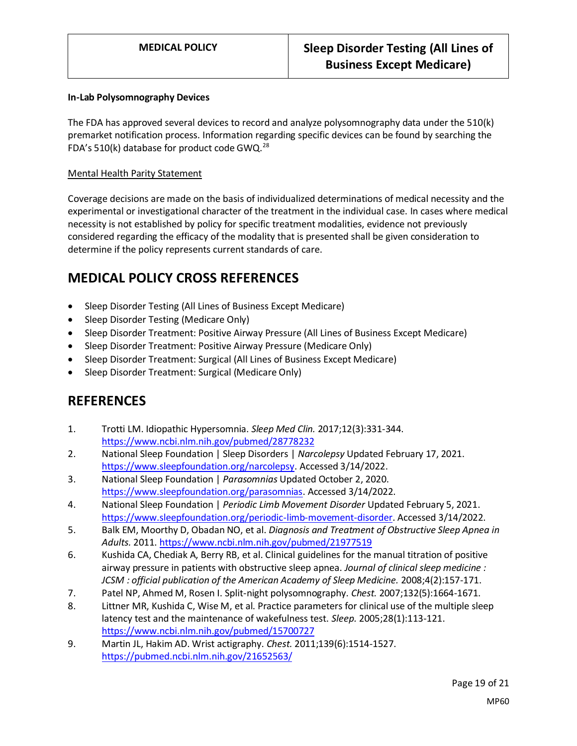**In-Lab Polysomnography Devices**

The FDA has approved several devices to record and analyze polysomnography data under the 510(k) premarket notification process. Information regarding specific devices can be found by searching the FDA's 510(k) database for product code GWQ.[28]

Mental Health Parity Statement

Coverage decisions are made on the basis of individualized determinations of medical necessity and the experimental or investigational character of the treatment in the individual case. In cases where medical necessity is not established by policy for specific treatment modalities, evidence not previously considered regarding the efficacy of the modality that is presented shall be given consideration to determine if the policy represents current standards of care.

## MEDICAL POLICY CROSS REFERENCES

- Sleep Disorder Testing (All Lines of Business Except Medicare)
- Sleep Disorder Testing (Medicare Only)
- Sleep Disorder Treatment: Positive Airway Pressure (All Lines of Business Except Medicare)
- Sleep Disorder Treatment: Positive Airway Pressure (Medicare Only)
- Sleep Disorder Treatment: Surgical (All Lines of Business Except Medicare)
- Sleep Disorder Treatment: Surgical (Medicare Only)

## REFERENCES

1. Trotti LM. Idiopathic Hypersomnia. *Sleep Med Clin.* 2017;12(3):331-344. https://www.ncbi.nlm.nih.gov/pubmed/28778232
2. National Sleep Foundation | Sleep Disorders | *Narcolepsy* Updated February 17, 2021. https://www.sleepfoundation.org/narcolepsy. Accessed 3/14/2022.
3. National Sleep Foundation | *Parasomnias* Updated October 2, 2020. https://www.sleepfoundation.org/parasomnias. Accessed 3/14/2022.
4. National Sleep Foundation | *Periodic Limb Movement Disorder* Updated February 5, 2021. https://www.sleepfoundation.org/periodic-limb-movement-disorder. Accessed 3/14/2022.
5. Balk EM, Moorthy D, Obadan NO, et al. *Diagnosis and Treatment of Obstructive Sleep Apnea in Adults.* 2011. https://www.ncbi.nlm.nih.gov/pubmed/21977519
6. Kushida CA, Chediak A, Berry RB, et al. Clinical guidelines for the manual titration of positive airway pressure in patients with obstructive sleep apnea. *Journal of clinical sleep medicine : JCSM : official publication of the American Academy of Sleep Medicine.* 2008;4(2):157-171.
7. Patel NP, Ahmed M, Rosen I. Split-night polysomnography. *Chest.* 2007;132(5):1664-1671.
8. Littner MR, Kushida C, Wise M, et al. Practice parameters for clinical use of the multiple sleep latency test and the maintenance of wakefulness test. *Sleep.* 2005;28(1):113-121. https://www.ncbi.nlm.nih.gov/pubmed/15700727
9. Martin JL, Hakim AD. Wrist actigraphy. *Chest.* 2011;139(6):1514-1527. https://pubmed.ncbi.nlm.nih.gov/21652563/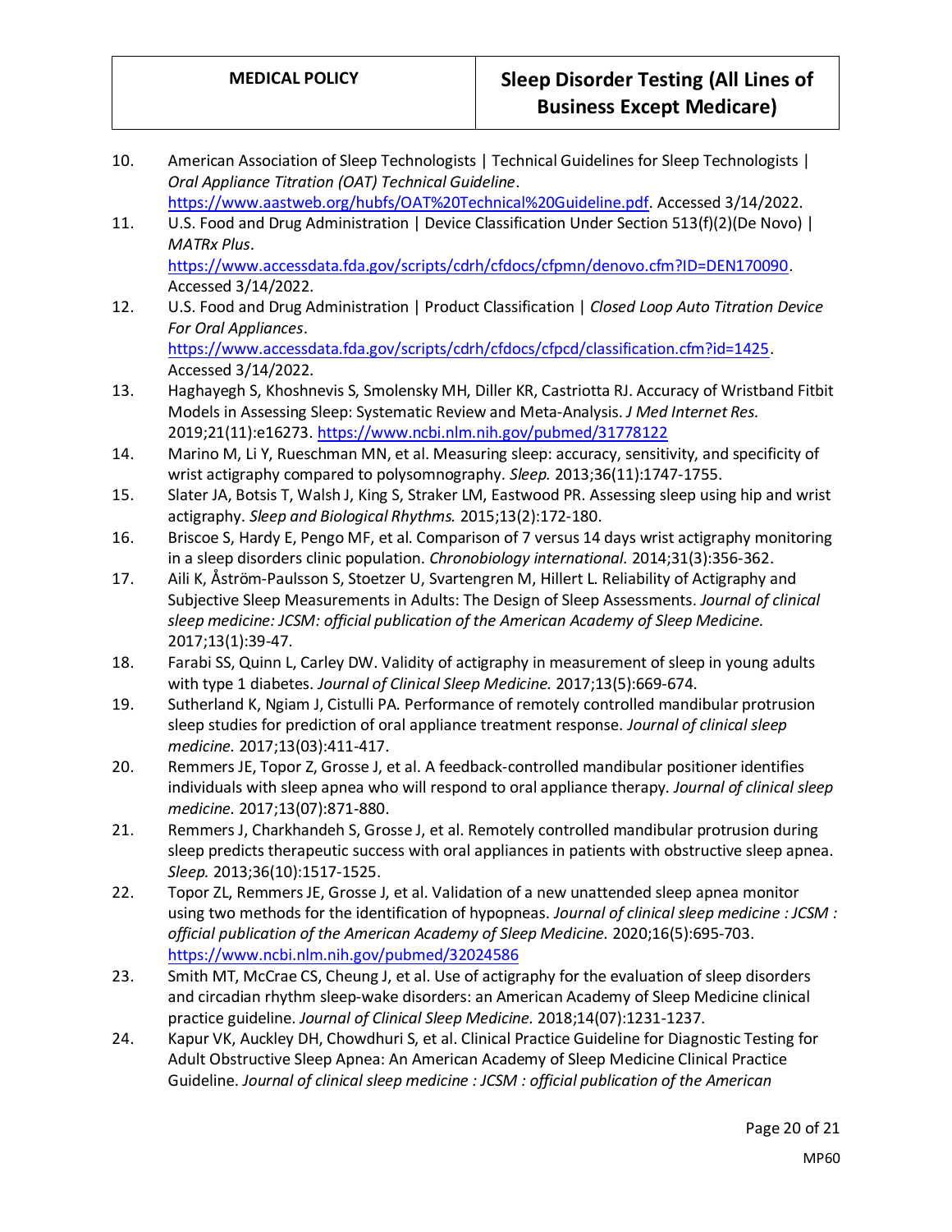10. American Association of Sleep Technologists | Technical Guidelines for Sleep Technologists | *Oral Appliance Titration (OAT) Technical Guideline*. https://www.aastweb.org/hubfs/OAT%20Technical%20Guideline.pdf. Accessed 3/14/2022.
11. U.S. Food and Drug Administration | Device Classification Under Section 513(f)(2)(De Novo) | *MATRx Plus*. https://www.accessdata.fda.gov/scripts/cdrh/cfdocs/cfpmn/denovo.cfm?ID=DEN170090. Accessed 3/14/2022.
12. U.S. Food and Drug Administration | Product Classification | *Closed Loop Auto Titration Device For Oral Appliances*. https://www.accessdata.fda.gov/scripts/cdrh/cfdocs/cfpcd/classification.cfm?id=1425. Accessed 3/14/2022.
13. Haghayegh S, Khoshnevis S, Smolensky MH, Diller KR, Castriotta RJ. Accuracy of Wristband Fitbit Models in Assessing Sleep: Systematic Review and Meta-Analysis. *J Med Internet Res.* 2019;21(11):e16273. https://www.ncbi.nlm.nih.gov/pubmed/31778122
14. Marino M, Li Y, Rueschman MN, et al. Measuring sleep: accuracy, sensitivity, and specificity of wrist actigraphy compared to polysomnography. *Sleep.* 2013;36(11):1747-1755.
15. Slater JA, Botsis T, Walsh J, King S, Straker LM, Eastwood PR. Assessing sleep using hip and wrist actigraphy. *Sleep and Biological Rhythms.* 2015;13(2):172-180.
16. Briscoe S, Hardy E, Pengo MF, et al. Comparison of 7 versus 14 days wrist actigraphy monitoring in a sleep disorders clinic population. *Chronobiology international.* 2014;31(3):356-362.
17. Aili K, Åström-Paulsson S, Stoetzer U, Svartengren M, Hillert L. Reliability of Actigraphy and Subjective Sleep Measurements in Adults: The Design of Sleep Assessments. *Journal of clinical sleep medicine: JCSM: official publication of the American Academy of Sleep Medicine.* 2017;13(1):39-47.
18. Farabi SS, Quinn L, Carley DW. Validity of actigraphy in measurement of sleep in young adults with type 1 diabetes. *Journal of Clinical Sleep Medicine.* 2017;13(5):669-674.
19. Sutherland K, Ngiam J, Cistulli PA. Performance of remotely controlled mandibular protrusion sleep studies for prediction of oral appliance treatment response. *Journal of clinical sleep medicine.* 2017;13(03):411-417.
20. Remmers JE, Topor Z, Grosse J, et al. A feedback-controlled mandibular positioner identifies individuals with sleep apnea who will respond to oral appliance therapy. *Journal of clinical sleep medicine.* 2017;13(07):871-880.
21. Remmers J, Charkhandeh S, Grosse J, et al. Remotely controlled mandibular protrusion during sleep predicts therapeutic success with oral appliances in patients with obstructive sleep apnea. *Sleep.* 2013;36(10):1517-1525.
22. Topor ZL, Remmers JE, Grosse J, et al. Validation of a new unattended sleep apnea monitor using two methods for the identification of hypopneas. *Journal of clinical sleep medicine : JCSM : official publication of the American Academy of Sleep Medicine.* 2020;16(5):695-703. https://www.ncbi.nlm.nih.gov/pubmed/32024586
23. Smith MT, McCrae CS, Cheung J, et al. Use of actigraphy for the evaluation of sleep disorders and circadian rhythm sleep-wake disorders: an American Academy of Sleep Medicine clinical practice guideline. *Journal of Clinical Sleep Medicine.* 2018;14(07):1231-1237.
24. Kapur VK, Auckley DH, Chowdhuri S, et al. Clinical Practice Guideline for Diagnostic Testing for Adult Obstructive Sleep Apnea: An American Academy of Sleep Medicine Clinical Practice Guideline. *Journal of clinical sleep medicine : JCSM : official publication of the American*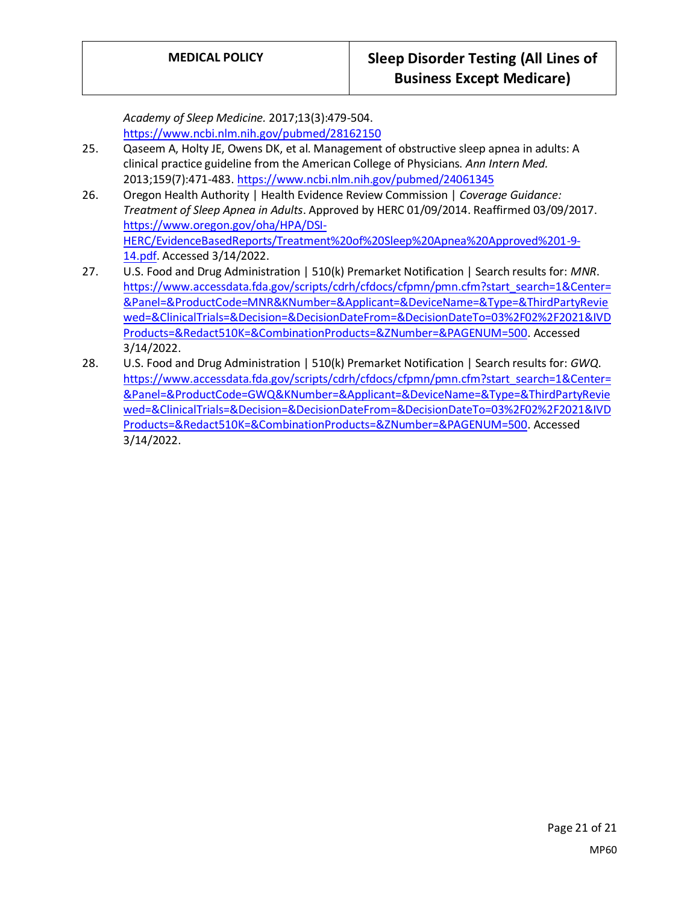*Academy of Sleep Medicine.* 2017;13(3):479-504. https://www.ncbi.nlm.nih.gov/pubmed/28162150

25. Qaseem A, Holty JE, Owens DK, et al. Management of obstructive sleep apnea in adults: A clinical practice guideline from the American College of Physicians. *Ann Intern Med.* 2013;159(7):471-483. https://www.ncbi.nlm.nih.gov/pubmed/24061345
26. Oregon Health Authority | Health Evidence Review Commission | *Coverage Guidance: Treatment of Sleep Apnea in Adults*. Approved by HERC 01/09/2014. Reaffirmed 03/09/2017. https://www.oregon.gov/oha/HPA/DSI-HERC/EvidenceBasedReports/Treatment%20of%20Sleep%20Apnea%20Approved%201-9-14.pdf. Accessed 3/14/2022.
27. U.S. Food and Drug Administration | 510(k) Premarket Notification | Search results for: *MNR*. https://www.accessdata.fda.gov/scripts/cdrh/cfdocs/cfpmn/pmn.cfm?start_search=1&Center=&Panel=&ProductCode=MNR&KNumber=&Applicant=&DeviceName=&Type=&ThirdPartyReviewed=&ClinicalTrials=&Decision=&DecisionDateFrom=&DecisionDateTo=03%2F02%2F2021&IVDProducts=&Redact510K=&CombinationProducts=&ZNumber=&PAGENUM=500. Accessed 3/14/2022.
28. U.S. Food and Drug Administration | 510(k) Premarket Notification | Search results for: *GWQ*. https://www.accessdata.fda.gov/scripts/cdrh/cfdocs/cfpmn/pmn.cfm?start_search=1&Center=&Panel=&ProductCode=GWQ&KNumber=&Applicant=&DeviceName=&Type=&ThirdPartyReviewed=&ClinicalTrials=&Decision=&DecisionDateFrom=&DecisionDateTo=03%2F02%2F2021&IVDProducts=&Redact510K=&CombinationProducts=&ZNumber=&PAGENUM=500. Accessed 3/14/2022.